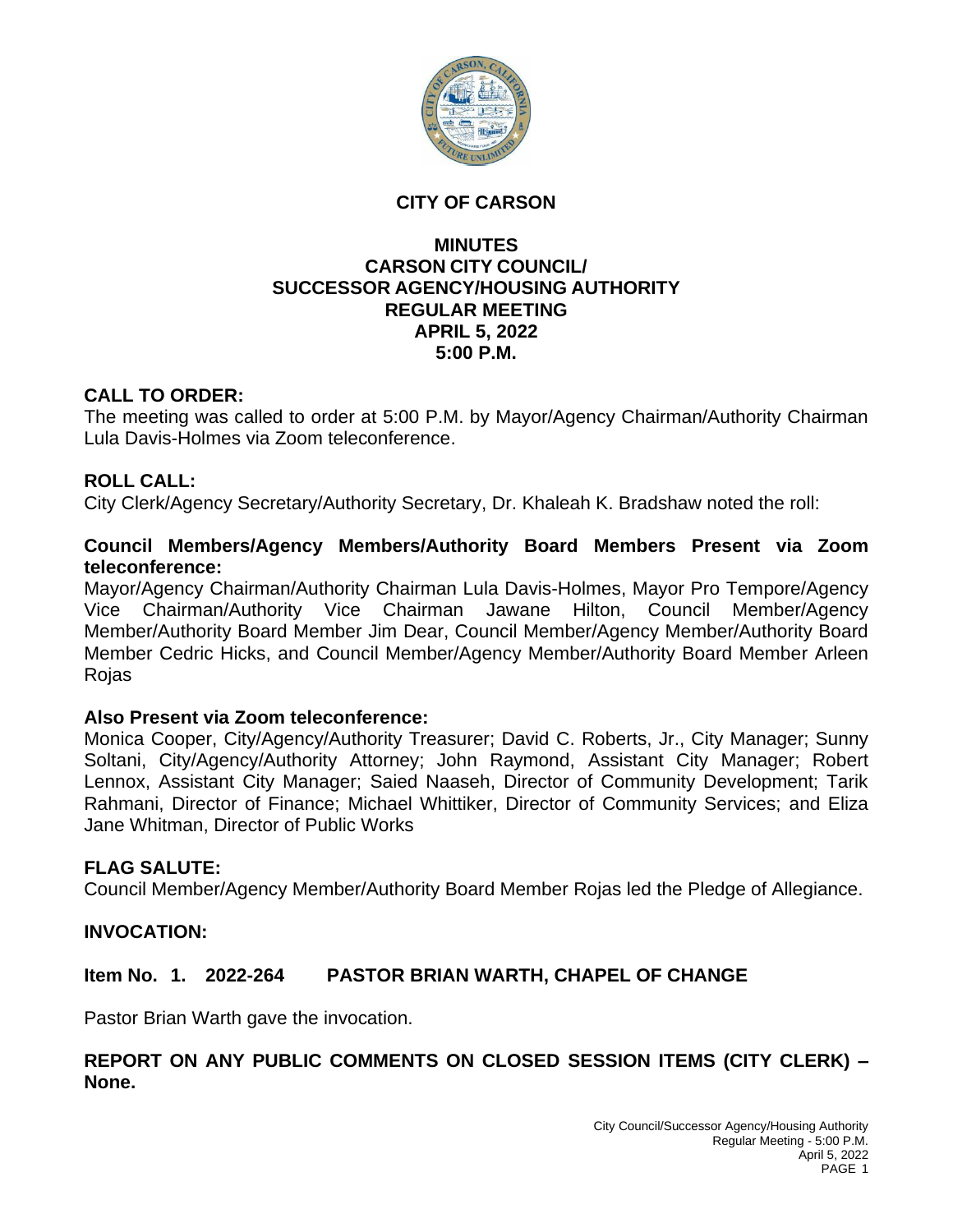# CITY OF CARSON

## MINUTES
## CARSON CITY COUNCIL/
## SUCCESSOR AGENCY/HOUSING AUTHORITY
## REGULAR MEETING
## APRIL 5, 2022
## 5:00 P.M.

**CALL TO ORDER:**
The meeting was called to order at 5:00 P.M. by Mayor/Agency Chairman/Authority Chairman Lula Davis-Holmes via Zoom teleconference.

**ROLL CALL:**
City Clerk/Agency Secretary/Authority Secretary, Dr. Khaleah K. Bradshaw noted the roll:

**Council Members/Agency Members/Authority Board Members Present via Zoom teleconference:**
Mayor/Agency Chairman/Authority Chairman Lula Davis-Holmes, Mayor Pro Tempore/Agency Vice Chairman/Authority Vice Chairman Jawane Hilton, Council Member/Agency Member/Authority Board Member Jim Dear, Council Member/Agency Member/Authority Board Member Cedric Hicks, and Council Member/Agency Member/Authority Board Member Arleen Rojas

**Also Present via Zoom teleconference:**
Monica Cooper, City/Agency/Authority Treasurer; David C. Roberts, Jr., City Manager; Sunny Soltani, City/Agency/Authority Attorney; John Raymond, Assistant City Manager; Robert Lennox, Assistant City Manager; Saied Naaseh, Director of Community Development; Tarik Rahmani, Director of Finance; Michael Whittiker, Director of Community Services; and Eliza Jane Whitman, Director of Public Works

**FLAG SALUTE:**
Council Member/Agency Member/Authority Board Member Rojas led the Pledge of Allegiance.

**INVOCATION:**

**Item No. 1. 2022-264 PASTOR BRIAN WARTH, CHAPEL OF CHANGE**

Pastor Brian Warth gave the invocation.

**REPORT ON ANY PUBLIC COMMENTS ON CLOSED SESSION ITEMS (CITY CLERK) – None.**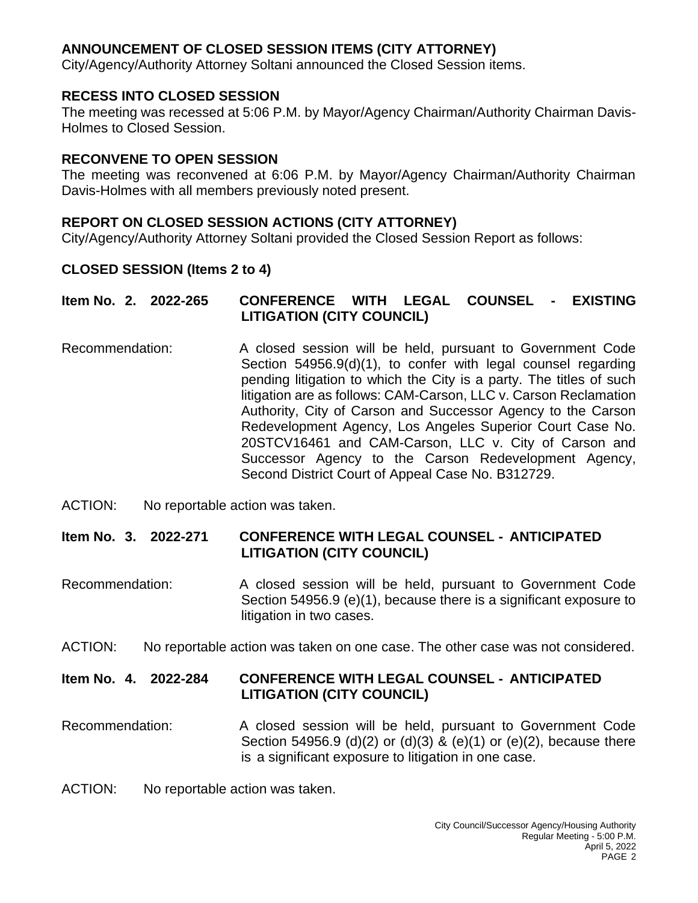## ANNOUNCEMENT OF CLOSED SESSION ITEMS (CITY ATTORNEY)

City/Agency/Authority Attorney Soltani announced the Closed Session items.

## RECESS INTO CLOSED SESSION

The meeting was recessed at 5:06 P.M. by Mayor/Agency Chairman/Authority Chairman Davis-Holmes to Closed Session.

## RECONVENE TO OPEN SESSION

The meeting was reconvened at 6:06 P.M. by Mayor/Agency Chairman/Authority Chairman Davis-Holmes with all members previously noted present.

## REPORT ON CLOSED SESSION ACTIONS (CITY ATTORNEY)

City/Agency/Authority Attorney Soltani provided the Closed Session Report as follows:

## CLOSED SESSION (Items 2 to 4)

**Item No. 2. 2022-265 CONFERENCE WITH LEGAL COUNSEL - EXISTING LITIGATION (CITY COUNCIL)**

Recommendation: A closed session will be held, pursuant to Government Code Section 54956.9(d)(1), to confer with legal counsel regarding pending litigation to which the City is a party. The titles of such litigation are as follows: CAM-Carson, LLC v. Carson Reclamation Authority, City of Carson and Successor Agency to the Carson Redevelopment Agency, Los Angeles Superior Court Case No. 20STCV16461 and CAM-Carson, LLC v. City of Carson and Successor Agency to the Carson Redevelopment Agency, Second District Court of Appeal Case No. B312729.

ACTION: No reportable action was taken.

**Item No. 3. 2022-271 CONFERENCE WITH LEGAL COUNSEL - ANTICIPATED LITIGATION (CITY COUNCIL)**

Recommendation: A closed session will be held, pursuant to Government Code Section 54956.9 (e)(1), because there is a significant exposure to litigation in two cases.

ACTION: No reportable action was taken on one case. The other case was not considered.

**Item No. 4. 2022-284 CONFERENCE WITH LEGAL COUNSEL - ANTICIPATED LITIGATION (CITY COUNCIL)**

Recommendation: A closed session will be held, pursuant to Government Code Section 54956.9 (d)(2) or (d)(3) & (e)(1) or (e)(2), because there is a significant exposure to litigation in one case.

ACTION: No reportable action was taken.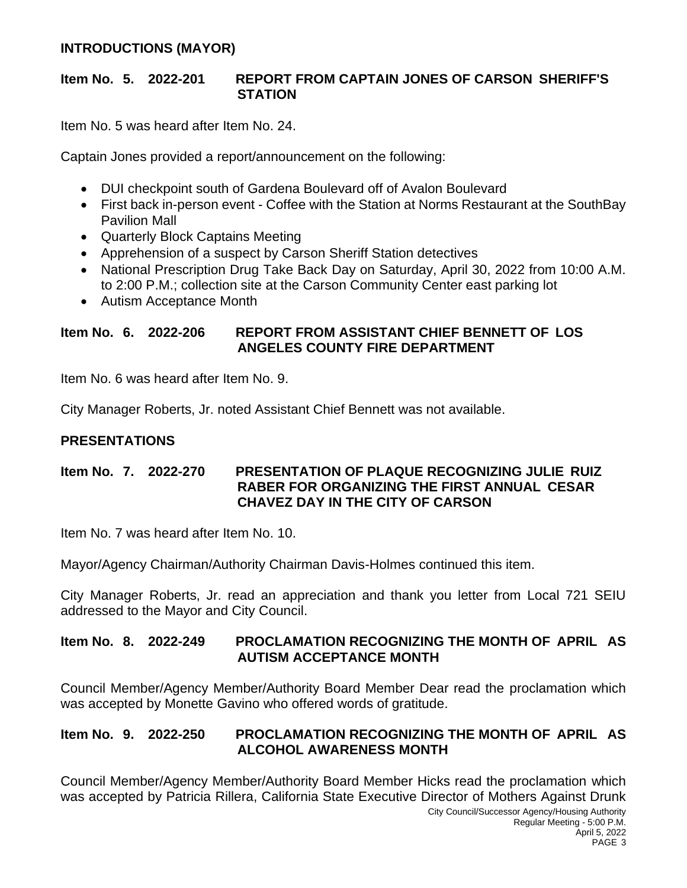**INTRODUCTIONS (MAYOR)**

**Item No. 5. 2022-201 REPORT FROM CAPTAIN JONES OF CARSON SHERIFF'S STATION**

Item No. 5 was heard after Item No. 24.

Captain Jones provided a report/announcement on the following:

- DUI checkpoint south of Gardena Boulevard off of Avalon Boulevard
- First back in-person event - Coffee with the Station at Norms Restaurant at the SouthBay Pavilion Mall
- Quarterly Block Captains Meeting
- Apprehension of a suspect by Carson Sheriff Station detectives
- National Prescription Drug Take Back Day on Saturday, April 30, 2022 from 10:00 A.M. to 2:00 P.M.; collection site at the Carson Community Center east parking lot
- Autism Acceptance Month

**Item No. 6. 2022-206 REPORT FROM ASSISTANT CHIEF BENNETT OF LOS ANGELES COUNTY FIRE DEPARTMENT**

Item No. 6 was heard after Item No. 9.

City Manager Roberts, Jr. noted Assistant Chief Bennett was not available.

**PRESENTATIONS**

**Item No. 7. 2022-270 PRESENTATION OF PLAQUE RECOGNIZING JULIE RUIZ RABER FOR ORGANIZING THE FIRST ANNUAL CESAR CHAVEZ DAY IN THE CITY OF CARSON**

Item No. 7 was heard after Item No. 10.

Mayor/Agency Chairman/Authority Chairman Davis-Holmes continued this item.

City Manager Roberts, Jr. read an appreciation and thank you letter from Local 721 SEIU addressed to the Mayor and City Council.

**Item No. 8. 2022-249 PROCLAMATION RECOGNIZING THE MONTH OF APRIL AS AUTISM ACCEPTANCE MONTH**

Council Member/Agency Member/Authority Board Member Dear read the proclamation which was accepted by Monette Gavino who offered words of gratitude.

**Item No. 9. 2022-250 PROCLAMATION RECOGNIZING THE MONTH OF APRIL AS ALCOHOL AWARENESS MONTH**

Council Member/Agency Member/Authority Board Member Hicks read the proclamation which was accepted by Patricia Rillera, California State Executive Director of Mothers Against Drunk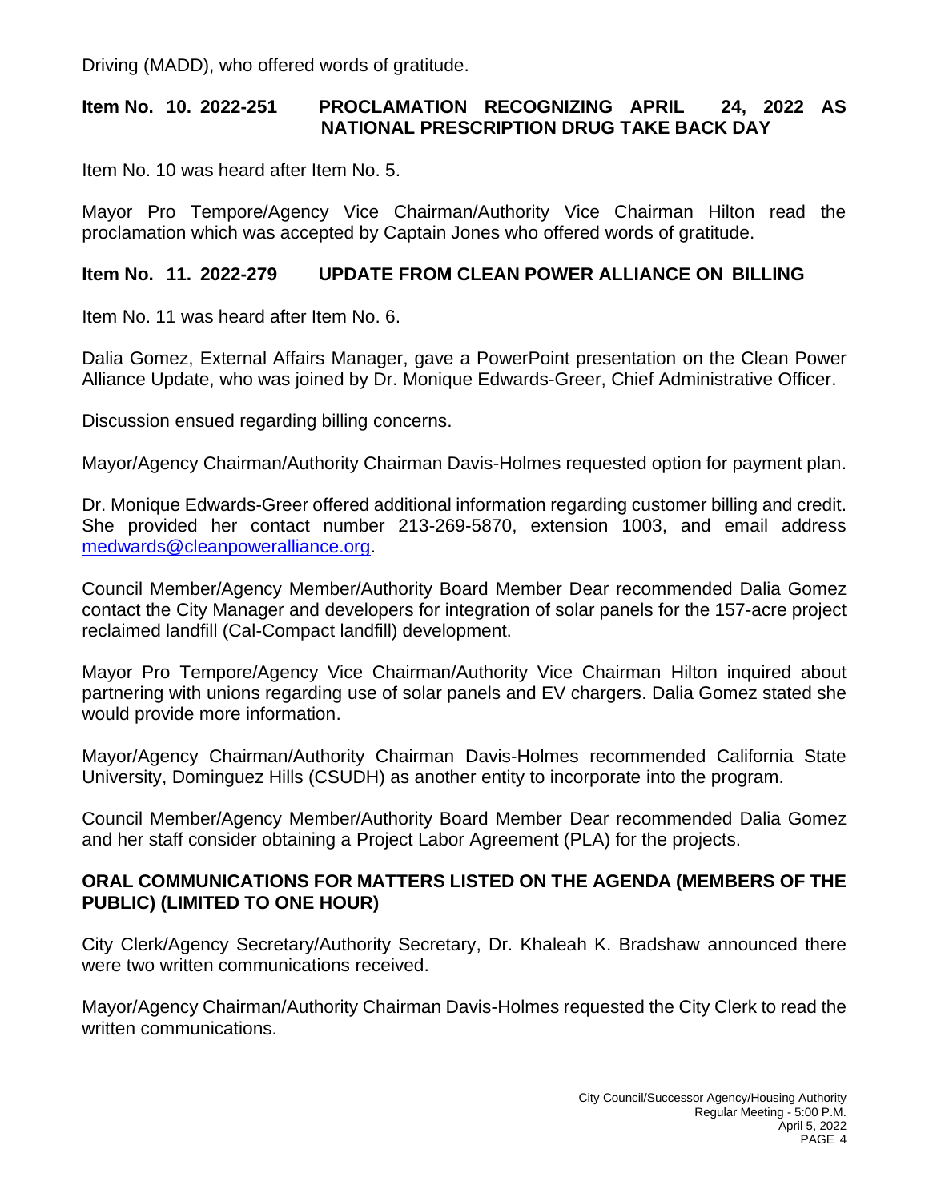Driving (MADD), who offered words of gratitude.

**Item No. 10. 2022-251 PROCLAMATION RECOGNIZING APRIL 24, 2022 AS NATIONAL PRESCRIPTION DRUG TAKE BACK DAY**

Item No. 10 was heard after Item No. 5.

Mayor Pro Tempore/Agency Vice Chairman/Authority Vice Chairman Hilton read the proclamation which was accepted by Captain Jones who offered words of gratitude.

**Item No. 11. 2022-279 UPDATE FROM CLEAN POWER ALLIANCE ON BILLING**

Item No. 11 was heard after Item No. 6.

Dalia Gomez, External Affairs Manager, gave a PowerPoint presentation on the Clean Power Alliance Update, who was joined by Dr. Monique Edwards-Greer, Chief Administrative Officer.

Discussion ensued regarding billing concerns.

Mayor/Agency Chairman/Authority Chairman Davis-Holmes requested option for payment plan.

Dr. Monique Edwards-Greer offered additional information regarding customer billing and credit. She provided her contact number 213-269-5870, extension 1003, and email address medwards@cleanpoweralliance.org.

Council Member/Agency Member/Authority Board Member Dear recommended Dalia Gomez contact the City Manager and developers for integration of solar panels for the 157-acre project reclaimed landfill (Cal-Compact landfill) development.

Mayor Pro Tempore/Agency Vice Chairman/Authority Vice Chairman Hilton inquired about partnering with unions regarding use of solar panels and EV chargers. Dalia Gomez stated she would provide more information.

Mayor/Agency Chairman/Authority Chairman Davis-Holmes recommended California State University, Dominguez Hills (CSUDH) as another entity to incorporate into the program.

Council Member/Agency Member/Authority Board Member Dear recommended Dalia Gomez and her staff consider obtaining a Project Labor Agreement (PLA) for the projects.

**ORAL COMMUNICATIONS FOR MATTERS LISTED ON THE AGENDA (MEMBERS OF THE PUBLIC) (LIMITED TO ONE HOUR)**

City Clerk/Agency Secretary/Authority Secretary, Dr. Khaleah K. Bradshaw announced there were two written communications received.

Mayor/Agency Chairman/Authority Chairman Davis-Holmes requested the City Clerk to read the written communications.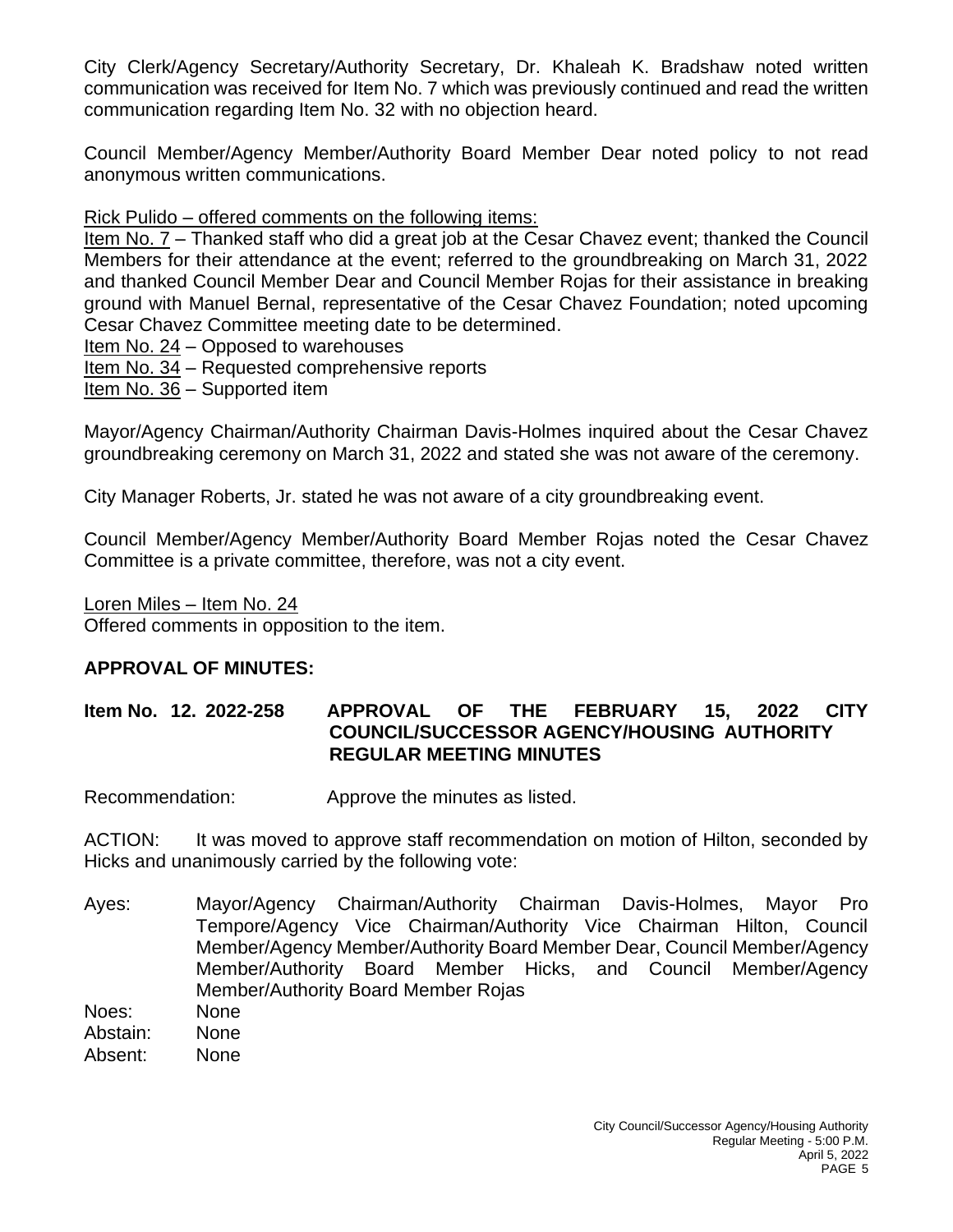City Clerk/Agency Secretary/Authority Secretary, Dr. Khaleah K. Bradshaw noted written communication was received for Item No. 7 which was previously continued and read the written communication regarding Item No. 32 with no objection heard.

Council Member/Agency Member/Authority Board Member Dear noted policy to not read anonymous written communications.

<u>Rick Pulido – offered comments on the following items:</u>

<u>Item No. 7</u> – Thanked staff who did a great job at the Cesar Chavez event; thanked the Council Members for their attendance at the event; referred to the groundbreaking on March 31, 2022 and thanked Council Member Dear and Council Member Rojas for their assistance in breaking ground with Manuel Bernal, representative of the Cesar Chavez Foundation; noted upcoming Cesar Chavez Committee meeting date to be determined.

<u>Item No. 24</u> – Opposed to warehouses

<u>Item No. 34</u> – Requested comprehensive reports

<u>Item No. 36</u> – Supported item

Mayor/Agency Chairman/Authority Chairman Davis-Holmes inquired about the Cesar Chavez groundbreaking ceremony on March 31, 2022 and stated she was not aware of the ceremony.

City Manager Roberts, Jr. stated he was not aware of a city groundbreaking event.

Council Member/Agency Member/Authority Board Member Rojas noted the Cesar Chavez Committee is a private committee, therefore, was not a city event.

<u>Loren Miles – Item No. 24</u>

Offered comments in opposition to the item.

**APPROVAL OF MINUTES:**

**Item No. 12. 2022-258 APPROVAL OF THE FEBRUARY 15, 2022 CITY COUNCIL/SUCCESSOR AGENCY/HOUSING AUTHORITY REGULAR MEETING MINUTES**

Recommendation: Approve the minutes as listed.

ACTION: It was moved to approve staff recommendation on motion of Hilton, seconded by Hicks and unanimously carried by the following vote:

Ayes: Mayor/Agency Chairman/Authority Chairman Davis-Holmes, Mayor Pro Tempore/Agency Vice Chairman/Authority Vice Chairman Hilton, Council Member/Agency Member/Authority Board Member Dear, Council Member/Agency Member/Authority Board Member Hicks, and Council Member/Agency Member/Authority Board Member Rojas

Noes: None

Abstain: None

Absent: None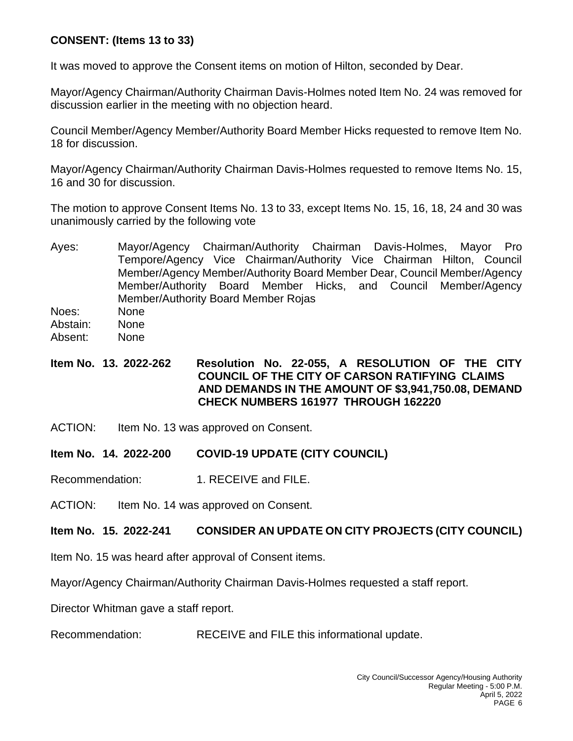**CONSENT: (Items 13 to 33)**

It was moved to approve the Consent items on motion of Hilton, seconded by Dear.

Mayor/Agency Chairman/Authority Chairman Davis-Holmes noted Item No. 24 was removed for discussion earlier in the meeting with no objection heard.

Council Member/Agency Member/Authority Board Member Hicks requested to remove Item No. 18 for discussion.

Mayor/Agency Chairman/Authority Chairman Davis-Holmes requested to remove Items No. 15, 16 and 30 for discussion.

The motion to approve Consent Items No. 13 to 33, except Items No. 15, 16, 18, 24 and 30 was unanimously carried by the following vote

Ayes: Mayor/Agency Chairman/Authority Chairman Davis-Holmes, Mayor Pro Tempore/Agency Vice Chairman/Authority Vice Chairman Hilton, Council Member/Agency Member/Authority Board Member Dear, Council Member/Agency Member/Authority Board Member Hicks, and Council Member/Agency Member/Authority Board Member Rojas
Noes: None
Abstain: None
Absent: None

**Item No. 13. 2022-262 Resolution No. 22-055, A RESOLUTION OF THE CITY COUNCIL OF THE CITY OF CARSON RATIFYING CLAIMS AND DEMANDS IN THE AMOUNT OF $3,941,750.08, DEMAND CHECK NUMBERS 161977 THROUGH 162220**

ACTION: Item No. 13 was approved on Consent.

**Item No. 14. 2022-200 COVID-19 UPDATE (CITY COUNCIL)**

Recommendation: 1. RECEIVE and FILE.

ACTION: Item No. 14 was approved on Consent.

**Item No. 15. 2022-241 CONSIDER AN UPDATE ON CITY PROJECTS (CITY COUNCIL)**

Item No. 15 was heard after approval of Consent items.

Mayor/Agency Chairman/Authority Chairman Davis-Holmes requested a staff report.

Director Whitman gave a staff report.

Recommendation: RECEIVE and FILE this informational update.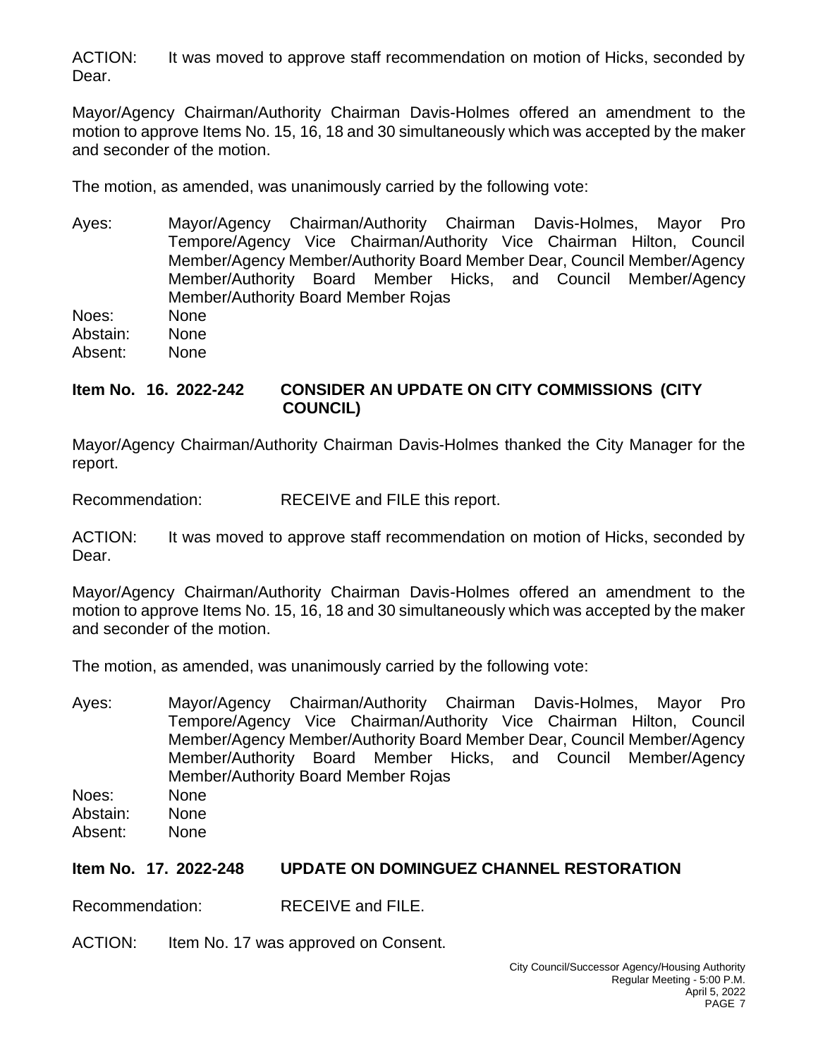ACTION: It was moved to approve staff recommendation on motion of Hicks, seconded by Dear.

Mayor/Agency Chairman/Authority Chairman Davis-Holmes offered an amendment to the motion to approve Items No. 15, 16, 18 and 30 simultaneously which was accepted by the maker and seconder of the motion.

The motion, as amended, was unanimously carried by the following vote:

Ayes: Mayor/Agency Chairman/Authority Chairman Davis-Holmes, Mayor Pro Tempore/Agency Vice Chairman/Authority Vice Chairman Hilton, Council Member/Agency Member/Authority Board Member Dear, Council Member/Agency Member/Authority Board Member Hicks, and Council Member/Agency Member/Authority Board Member Rojas

Noes: None

Abstain: None

Absent: None

**Item No. 16. 2022-242 CONSIDER AN UPDATE ON CITY COMMISSIONS (CITY COUNCIL)**

Mayor/Agency Chairman/Authority Chairman Davis-Holmes thanked the City Manager for the report.

Recommendation: RECEIVE and FILE this report.

ACTION: It was moved to approve staff recommendation on motion of Hicks, seconded by Dear.

Mayor/Agency Chairman/Authority Chairman Davis-Holmes offered an amendment to the motion to approve Items No. 15, 16, 18 and 30 simultaneously which was accepted by the maker and seconder of the motion.

The motion, as amended, was unanimously carried by the following vote:

Ayes: Mayor/Agency Chairman/Authority Chairman Davis-Holmes, Mayor Pro Tempore/Agency Vice Chairman/Authority Vice Chairman Hilton, Council Member/Agency Member/Authority Board Member Dear, Council Member/Agency Member/Authority Board Member Hicks, and Council Member/Agency Member/Authority Board Member Rojas

Noes: None

Abstain: None

Absent: None

**Item No. 17. 2022-248 UPDATE ON DOMINGUEZ CHANNEL RESTORATION**

Recommendation: RECEIVE and FILE.

ACTION: Item No. 17 was approved on Consent.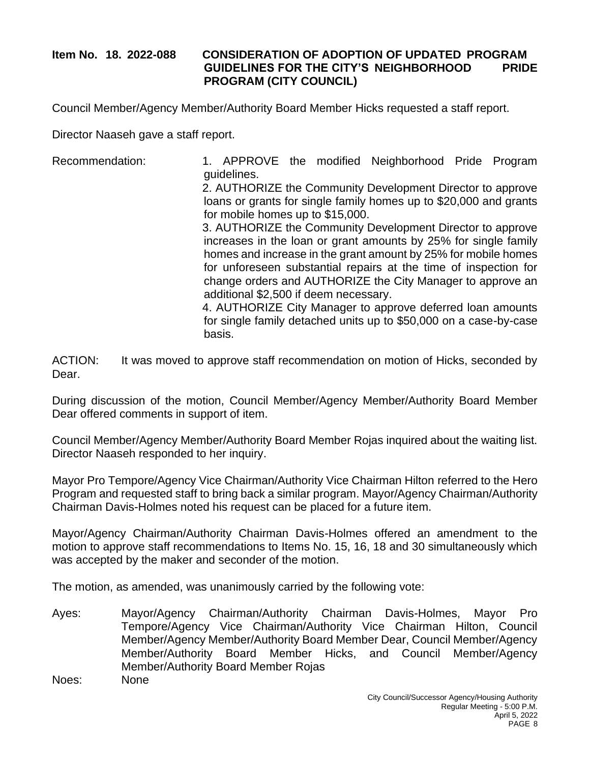**Item No. 18. 2022-088 CONSIDERATION OF ADOPTION OF UPDATED PROGRAM GUIDELINES FOR THE CITY'S NEIGHBORHOOD PRIDE PROGRAM (CITY COUNCIL)**

Council Member/Agency Member/Authority Board Member Hicks requested a staff report.

Director Naaseh gave a staff report.

Recommendation:

1. APPROVE the modified Neighborhood Pride Program guidelines.
2. AUTHORIZE the Community Development Director to approve loans or grants for single family homes up to $20,000 and grants for mobile homes up to $15,000.
3. AUTHORIZE the Community Development Director to approve increases in the loan or grant amounts by 25% for single family homes and increase in the grant amount by 25% for mobile homes for unforeseen substantial repairs at the time of inspection for change orders and AUTHORIZE the City Manager to approve an additional $2,500 if deem necessary.
4. AUTHORIZE City Manager to approve deferred loan amounts for single family detached units up to $50,000 on a case-by-case basis.

ACTION: It was moved to approve staff recommendation on motion of Hicks, seconded by Dear.

During discussion of the motion, Council Member/Agency Member/Authority Board Member Dear offered comments in support of item.

Council Member/Agency Member/Authority Board Member Rojas inquired about the waiting list. Director Naaseh responded to her inquiry.

Mayor Pro Tempore/Agency Vice Chairman/Authority Vice Chairman Hilton referred to the Hero Program and requested staff to bring back a similar program. Mayor/Agency Chairman/Authority Chairman Davis-Holmes noted his request can be placed for a future item.

Mayor/Agency Chairman/Authority Chairman Davis-Holmes offered an amendment to the motion to approve staff recommendations to Items No. 15, 16, 18 and 30 simultaneously which was accepted by the maker and seconder of the motion.

The motion, as amended, was unanimously carried by the following vote:

Ayes: Mayor/Agency Chairman/Authority Chairman Davis-Holmes, Mayor Pro Tempore/Agency Vice Chairman/Authority Vice Chairman Hilton, Council Member/Agency Member/Authority Board Member Dear, Council Member/Agency Member/Authority Board Member Hicks, and Council Member/Agency Member/Authority Board Member Rojas

Noes: None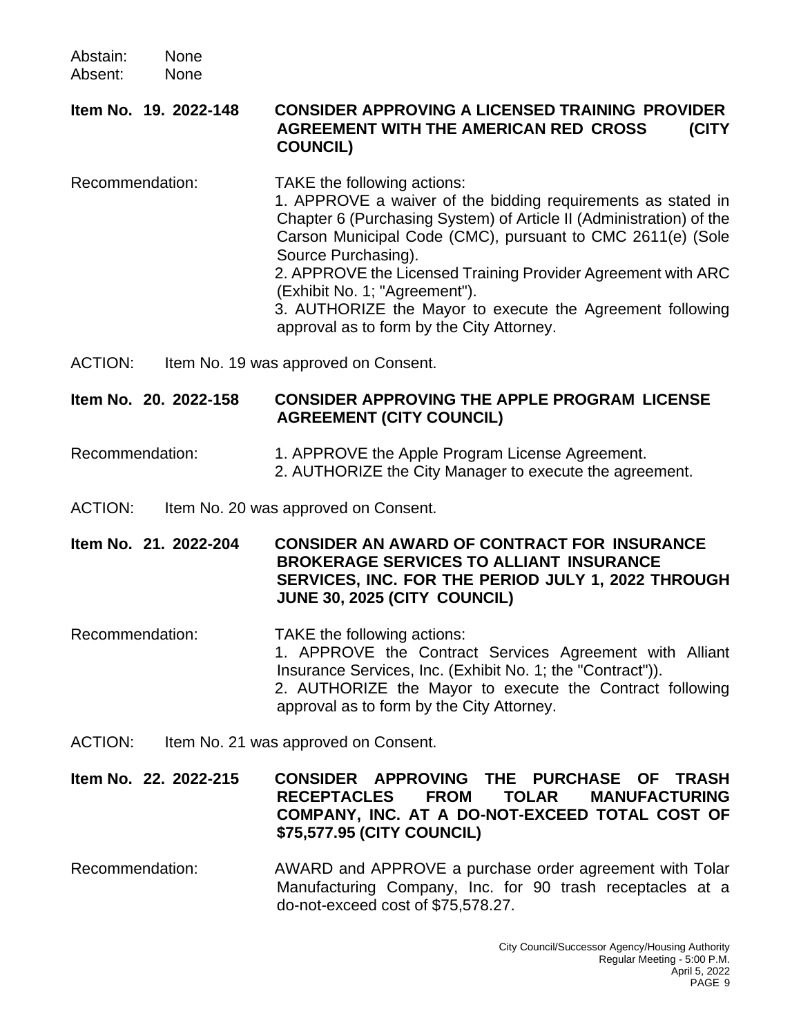Abstain: None
Absent: None

**Item No. 19. 2022-148** **CONSIDER APPROVING A LICENSED TRAINING PROVIDER AGREEMENT WITH THE AMERICAN RED CROSS (CITY COUNCIL)**

Recommendation: TAKE the following actions:

1. APPROVE a waiver of the bidding requirements as stated in Chapter 6 (Purchasing System) of Article II (Administration) of the Carson Municipal Code (CMC), pursuant to CMC 2611(e) (Sole Source Purchasing).
2. APPROVE the Licensed Training Provider Agreement with ARC (Exhibit No. 1; "Agreement").
3. AUTHORIZE the Mayor to execute the Agreement following approval as to form by the City Attorney.

ACTION: Item No. 19 was approved on Consent.

**Item No. 20. 2022-158** **CONSIDER APPROVING THE APPLE PROGRAM LICENSE AGREEMENT (CITY COUNCIL)**

Recommendation:

1. APPROVE the Apple Program License Agreement.
2. AUTHORIZE the City Manager to execute the agreement.

ACTION: Item No. 20 was approved on Consent.

**Item No. 21. 2022-204** **CONSIDER AN AWARD OF CONTRACT FOR INSURANCE BROKERAGE SERVICES TO ALLIANT INSURANCE SERVICES, INC. FOR THE PERIOD JULY 1, 2022 THROUGH JUNE 30, 2025 (CITY COUNCIL)**

Recommendation: TAKE the following actions:

1. APPROVE the Contract Services Agreement with Alliant Insurance Services, Inc. (Exhibit No. 1; the "Contract")).
2. AUTHORIZE the Mayor to execute the Contract following approval as to form by the City Attorney.

ACTION: Item No. 21 was approved on Consent.

**Item No. 22. 2022-215** **CONSIDER APPROVING THE PURCHASE OF TRASH RECEPTACLES FROM TOLAR MANUFACTURING COMPANY, INC. AT A DO-NOT-EXCEED TOTAL COST OF $75,577.95 (CITY COUNCIL)**

Recommendation: AWARD and APPROVE a purchase order agreement with Tolar Manufacturing Company, Inc. for 90 trash receptacles at a do-not-exceed cost of $75,578.27.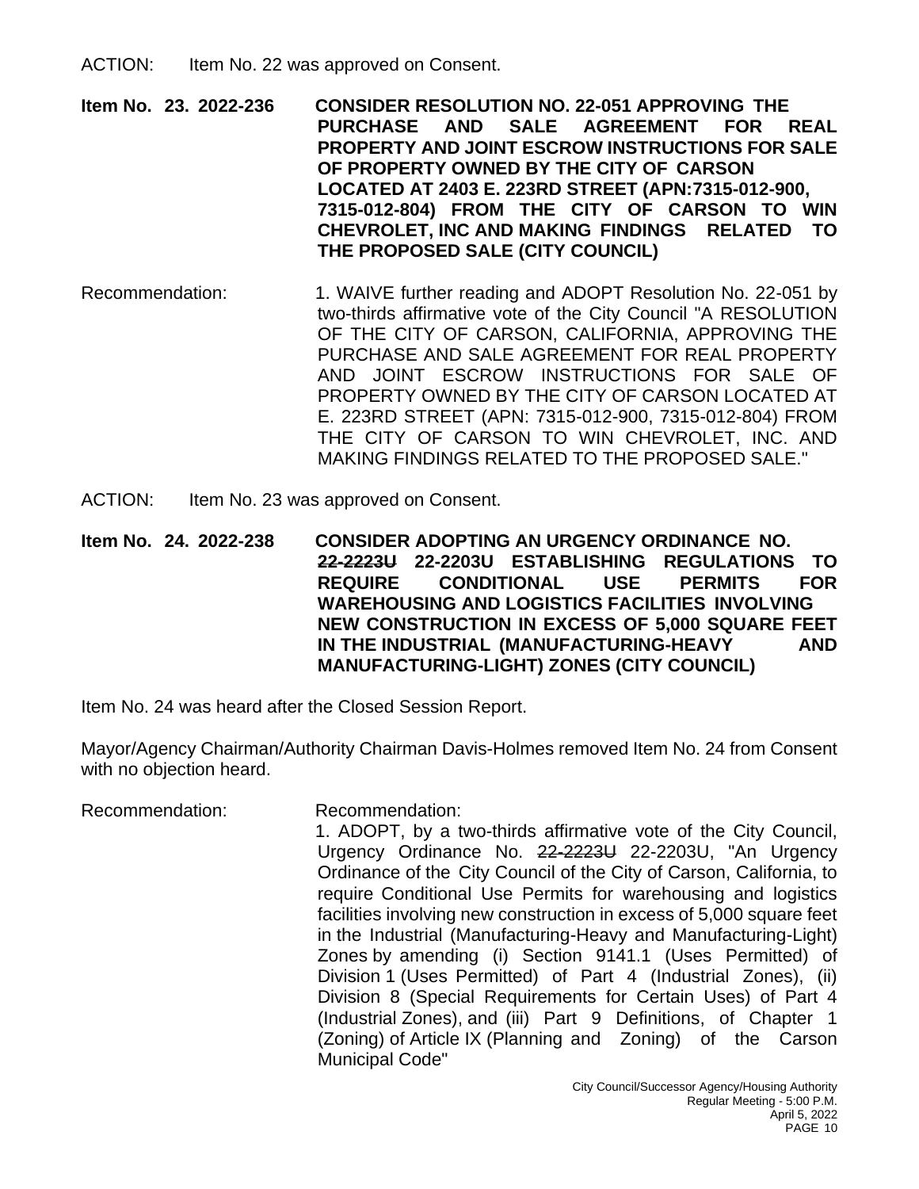ACTION: Item No. 22 was approved on Consent.

**Item No. 23. 2022-236 CONSIDER RESOLUTION NO. 22-051 APPROVING THE PURCHASE AND SALE AGREEMENT FOR REAL PROPERTY AND JOINT ESCROW INSTRUCTIONS FOR SALE OF PROPERTY OWNED BY THE CITY OF CARSON LOCATED AT 2403 E. 223RD STREET (APN:7315-012-900, 7315-012-804) FROM THE CITY OF CARSON TO WIN CHEVROLET, INC AND MAKING FINDINGS RELATED TO THE PROPOSED SALE (CITY COUNCIL)**

Recommendation: 1. WAIVE further reading and ADOPT Resolution No. 22-051 by two-thirds affirmative vote of the City Council "A RESOLUTION OF THE CITY OF CARSON, CALIFORNIA, APPROVING THE PURCHASE AND SALE AGREEMENT FOR REAL PROPERTY AND JOINT ESCROW INSTRUCTIONS FOR SALE OF PROPERTY OWNED BY THE CITY OF CARSON LOCATED AT E. 223RD STREET (APN: 7315-012-900, 7315-012-804) FROM THE CITY OF CARSON TO WIN CHEVROLET, INC. AND MAKING FINDINGS RELATED TO THE PROPOSED SALE."

ACTION: Item No. 23 was approved on Consent.

**Item No. 24. 2022-238 CONSIDER ADOPTING AN URGENCY ORDINANCE NO. ~~22-2223U~~ 22-2203U ESTABLISHING REGULATIONS TO REQUIRE CONDITIONAL USE PERMITS FOR WAREHOUSING AND LOGISTICS FACILITIES INVOLVING NEW CONSTRUCTION IN EXCESS OF 5,000 SQUARE FEET IN THE INDUSTRIAL (MANUFACTURING-HEAVY AND MANUFACTURING-LIGHT) ZONES (CITY COUNCIL)**

Item No. 24 was heard after the Closed Session Report.

Mayor/Agency Chairman/Authority Chairman Davis-Holmes removed Item No. 24 from Consent with no objection heard.

Recommendation: Recommendation:
1. ADOPT, by a two-thirds affirmative vote of the City Council, Urgency Ordinance No. ~~22-2223U~~ 22-2203U, "An Urgency Ordinance of the City Council of the City of Carson, California, to require Conditional Use Permits for warehousing and logistics facilities involving new construction in excess of 5,000 square feet in the Industrial (Manufacturing-Heavy and Manufacturing-Light) Zones by amending (i) Section 9141.1 (Uses Permitted) of Division 1 (Uses Permitted) of Part 4 (Industrial Zones), (ii) Division 8 (Special Requirements for Certain Uses) of Part 4 (Industrial Zones), and (iii) Part 9 Definitions, of Chapter 1 (Zoning) of Article IX (Planning and Zoning) of the Carson Municipal Code"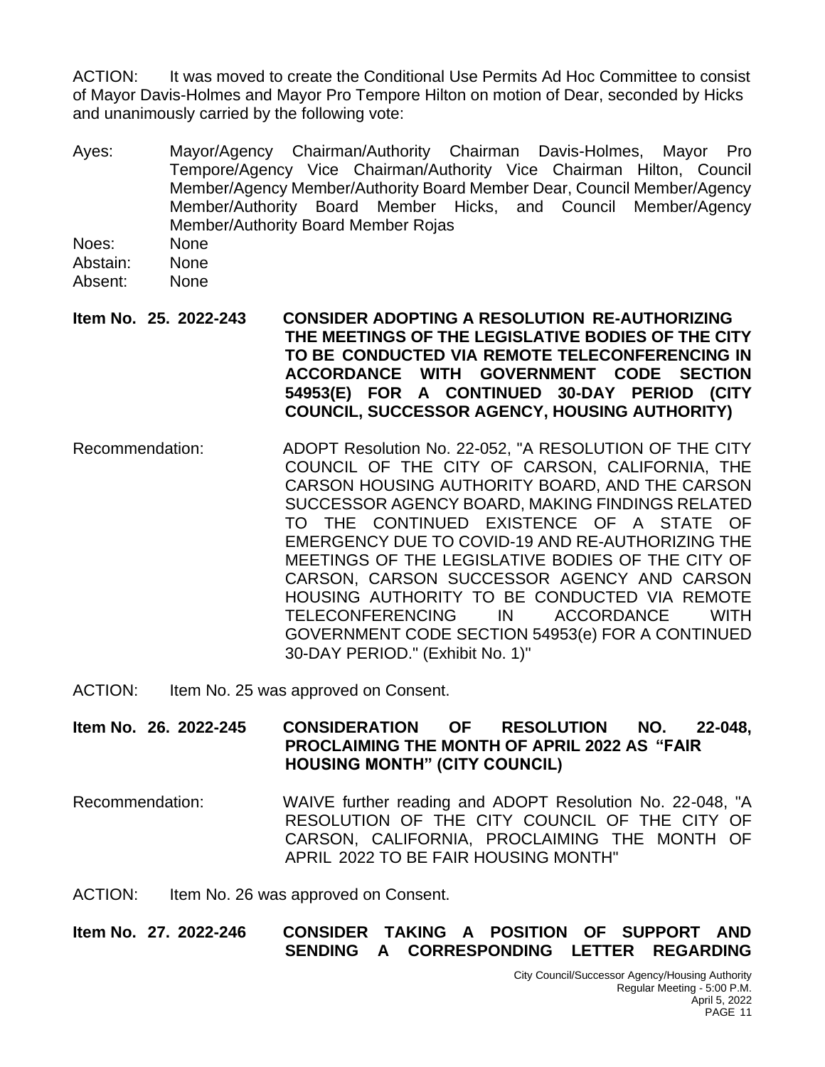ACTION: It was moved to create the Conditional Use Permits Ad Hoc Committee to consist of Mayor Davis-Holmes and Mayor Pro Tempore Hilton on motion of Dear, seconded by Hicks and unanimously carried by the following vote:

Ayes: Mayor/Agency Chairman/Authority Chairman Davis-Holmes, Mayor Pro Tempore/Agency Vice Chairman/Authority Vice Chairman Hilton, Council Member/Agency Member/Authority Board Member Dear, Council Member/Agency Member/Authority Board Member Hicks, and Council Member/Agency Member/Authority Board Member Rojas
Noes: None
Abstain: None
Absent: None

**Item No. 25. 2022-243 CONSIDER ADOPTING A RESOLUTION RE-AUTHORIZING THE MEETINGS OF THE LEGISLATIVE BODIES OF THE CITY TO BE CONDUCTED VIA REMOTE TELECONFERENCING IN ACCORDANCE WITH GOVERNMENT CODE SECTION 54953(E) FOR A CONTINUED 30-DAY PERIOD (CITY COUNCIL, SUCCESSOR AGENCY, HOUSING AUTHORITY)**

Recommendation: ADOPT Resolution No. 22-052, "A RESOLUTION OF THE CITY COUNCIL OF THE CITY OF CARSON, CALIFORNIA, THE CARSON HOUSING AUTHORITY BOARD, AND THE CARSON SUCCESSOR AGENCY BOARD, MAKING FINDINGS RELATED TO THE CONTINUED EXISTENCE OF A STATE OF EMERGENCY DUE TO COVID-19 AND RE-AUTHORIZING THE MEETINGS OF THE LEGISLATIVE BODIES OF THE CITY OF CARSON, CARSON SUCCESSOR AGENCY AND CARSON HOUSING AUTHORITY TO BE CONDUCTED VIA REMOTE TELECONFERENCING IN ACCORDANCE WITH GOVERNMENT CODE SECTION 54953(e) FOR A CONTINUED 30-DAY PERIOD." (Exhibit No. 1)"

ACTION: Item No. 25 was approved on Consent.

**Item No. 26. 2022-245 CONSIDERATION OF RESOLUTION NO. 22-048, PROCLAIMING THE MONTH OF APRIL 2022 AS "FAIR HOUSING MONTH" (CITY COUNCIL)**

Recommendation: WAIVE further reading and ADOPT Resolution No. 22-048, "A RESOLUTION OF THE CITY COUNCIL OF THE CITY OF CARSON, CALIFORNIA, PROCLAIMING THE MONTH OF APRIL 2022 TO BE FAIR HOUSING MONTH"

ACTION: Item No. 26 was approved on Consent.

**Item No. 27. 2022-246 CONSIDER TAKING A POSITION OF SUPPORT AND SENDING A CORRESPONDING LETTER REGARDING**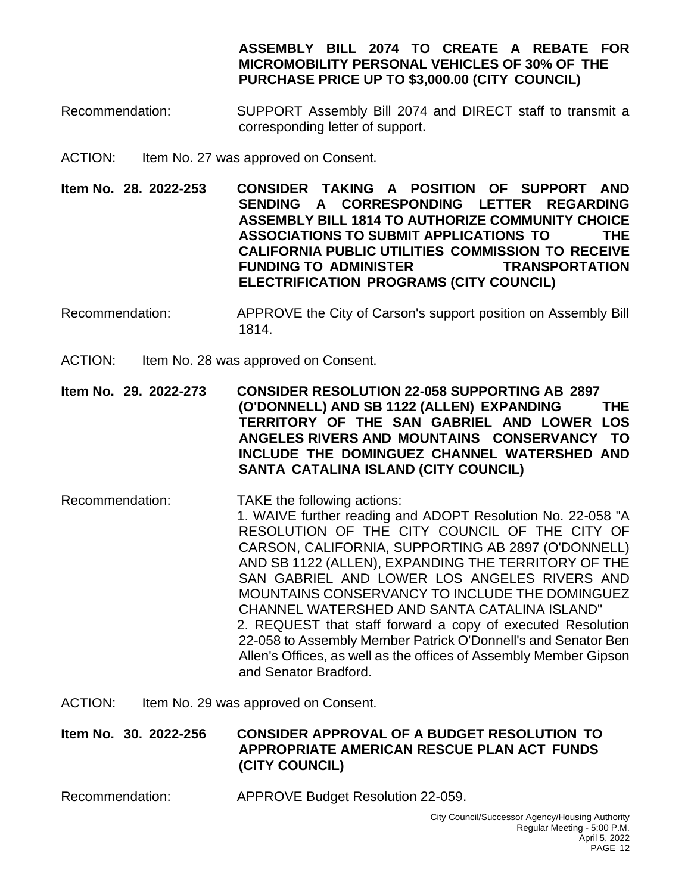**ASSEMBLY BILL 2074 TO CREATE A REBATE FOR MICROMOBILITY PERSONAL VEHICLES OF 30% OF THE PURCHASE PRICE UP TO $3,000.00 (CITY COUNCIL)**

Recommendation: SUPPORT Assembly Bill 2074 and DIRECT staff to transmit a corresponding letter of support.

ACTION: Item No. 27 was approved on Consent.

**Item No. 28. 2022-253 CONSIDER TAKING A POSITION OF SUPPORT AND SENDING A CORRESPONDING LETTER REGARDING ASSEMBLY BILL 1814 TO AUTHORIZE COMMUNITY CHOICE ASSOCIATIONS TO SUBMIT APPLICATIONS TO THE CALIFORNIA PUBLIC UTILITIES COMMISSION TO RECEIVE FUNDING TO ADMINISTER TRANSPORTATION ELECTRIFICATION PROGRAMS (CITY COUNCIL)**

Recommendation: APPROVE the City of Carson's support position on Assembly Bill 1814.

ACTION: Item No. 28 was approved on Consent.

**Item No. 29. 2022-273 CONSIDER RESOLUTION 22-058 SUPPORTING AB 2897 (O'DONNELL) AND SB 1122 (ALLEN) EXPANDING THE TERRITORY OF THE SAN GABRIEL AND LOWER LOS ANGELES RIVERS AND MOUNTAINS CONSERVANCY TO INCLUDE THE DOMINGUEZ CHANNEL WATERSHED AND SANTA CATALINA ISLAND (CITY COUNCIL)**

Recommendation: TAKE the following actions:

1. WAIVE further reading and ADOPT Resolution No. 22-058 "A RESOLUTION OF THE CITY COUNCIL OF THE CITY OF CARSON, CALIFORNIA, SUPPORTING AB 2897 (O'DONNELL) AND SB 1122 (ALLEN), EXPANDING THE TERRITORY OF THE SAN GABRIEL AND LOWER LOS ANGELES RIVERS AND MOUNTAINS CONSERVANCY TO INCLUDE THE DOMINGUEZ CHANNEL WATERSHED AND SANTA CATALINA ISLAND"
2. REQUEST that staff forward a copy of executed Resolution 22-058 to Assembly Member Patrick O'Donnell's and Senator Ben Allen's Offices, as well as the offices of Assembly Member Gipson and Senator Bradford.

ACTION: Item No. 29 was approved on Consent.

**Item No. 30. 2022-256 CONSIDER APPROVAL OF A BUDGET RESOLUTION TO APPROPRIATE AMERICAN RESCUE PLAN ACT FUNDS (CITY COUNCIL)**

Recommendation: APPROVE Budget Resolution 22-059.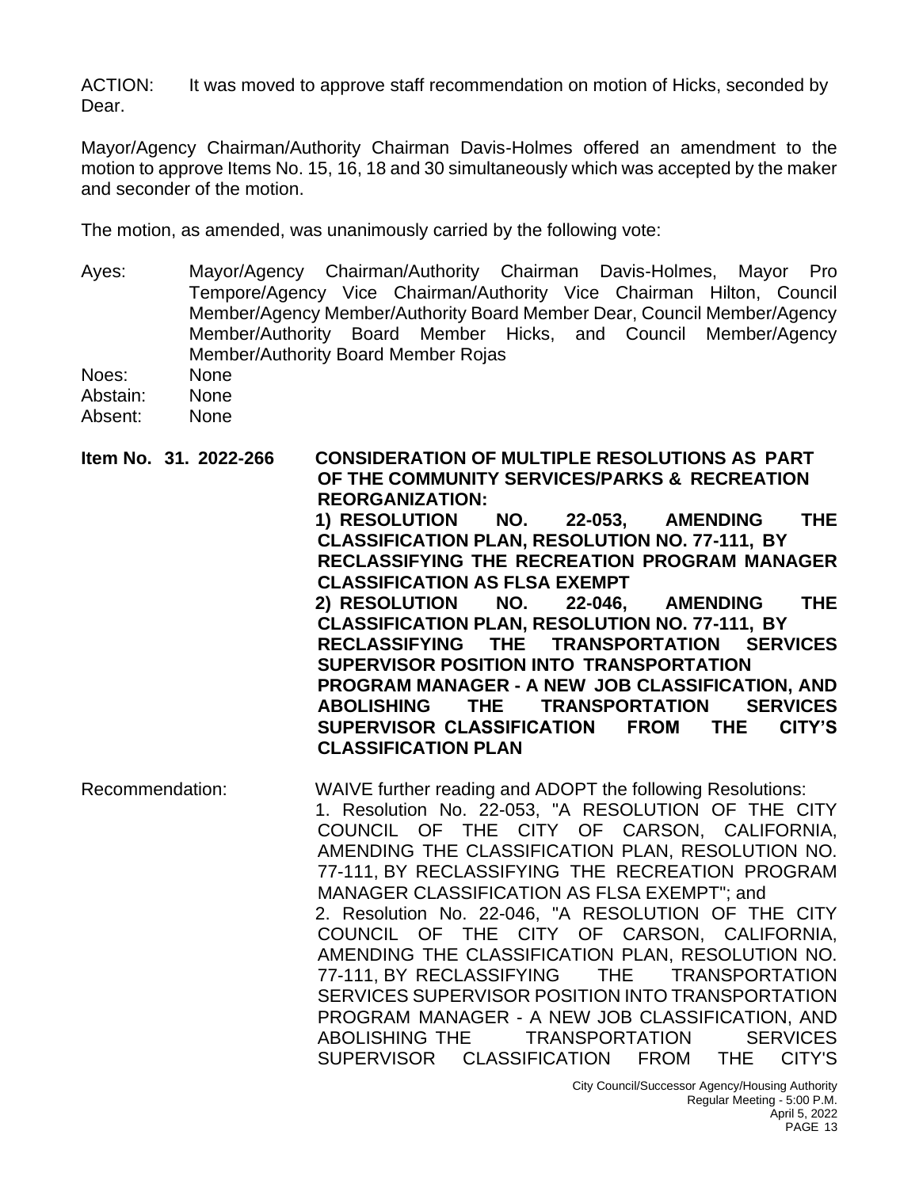ACTION: It was moved to approve staff recommendation on motion of Hicks, seconded by Dear.

Mayor/Agency Chairman/Authority Chairman Davis-Holmes offered an amendment to the motion to approve Items No. 15, 16, 18 and 30 simultaneously which was accepted by the maker and seconder of the motion.

The motion, as amended, was unanimously carried by the following vote:

Ayes: Mayor/Agency Chairman/Authority Chairman Davis-Holmes, Mayor Pro Tempore/Agency Vice Chairman/Authority Vice Chairman Hilton, Council Member/Agency Member/Authority Board Member Dear, Council Member/Agency Member/Authority Board Member Hicks, and Council Member/Agency Member/Authority Board Member Rojas

Noes: None

Abstain: None

Absent: None

**Item No. 31. 2022-266 CONSIDERATION OF MULTIPLE RESOLUTIONS AS PART OF THE COMMUNITY SERVICES/PARKS & RECREATION REORGANIZATION:**
**1) RESOLUTION NO. 22-053, AMENDING THE CLASSIFICATION PLAN, RESOLUTION NO. 77-111, BY RECLASSIFYING THE RECREATION PROGRAM MANAGER CLASSIFICATION AS FLSA EXEMPT**
**2) RESOLUTION NO. 22-046, AMENDING THE CLASSIFICATION PLAN, RESOLUTION NO. 77-111, BY RECLASSIFYING THE TRANSPORTATION SERVICES SUPERVISOR POSITION INTO TRANSPORTATION PROGRAM MANAGER - A NEW JOB CLASSIFICATION, AND ABOLISHING THE TRANSPORTATION SERVICES SUPERVISOR CLASSIFICATION FROM THE CITY'S CLASSIFICATION PLAN**

Recommendation: WAIVE further reading and ADOPT the following Resolutions:

1. Resolution No. 22-053, "A RESOLUTION OF THE CITY COUNCIL OF THE CITY OF CARSON, CALIFORNIA, AMENDING THE CLASSIFICATION PLAN, RESOLUTION NO. 77-111, BY RECLASSIFYING THE RECREATION PROGRAM MANAGER CLASSIFICATION AS FLSA EXEMPT"; and
2. Resolution No. 22-046, "A RESOLUTION OF THE CITY COUNCIL OF THE CITY OF CARSON, CALIFORNIA, AMENDING THE CLASSIFICATION PLAN, RESOLUTION NO. 77-111, BY RECLASSIFYING THE TRANSPORTATION SERVICES SUPERVISOR POSITION INTO TRANSPORTATION PROGRAM MANAGER - A NEW JOB CLASSIFICATION, AND ABOLISHING THE TRANSPORTATION SERVICES SUPERVISOR CLASSIFICATION FROM THE CITY'S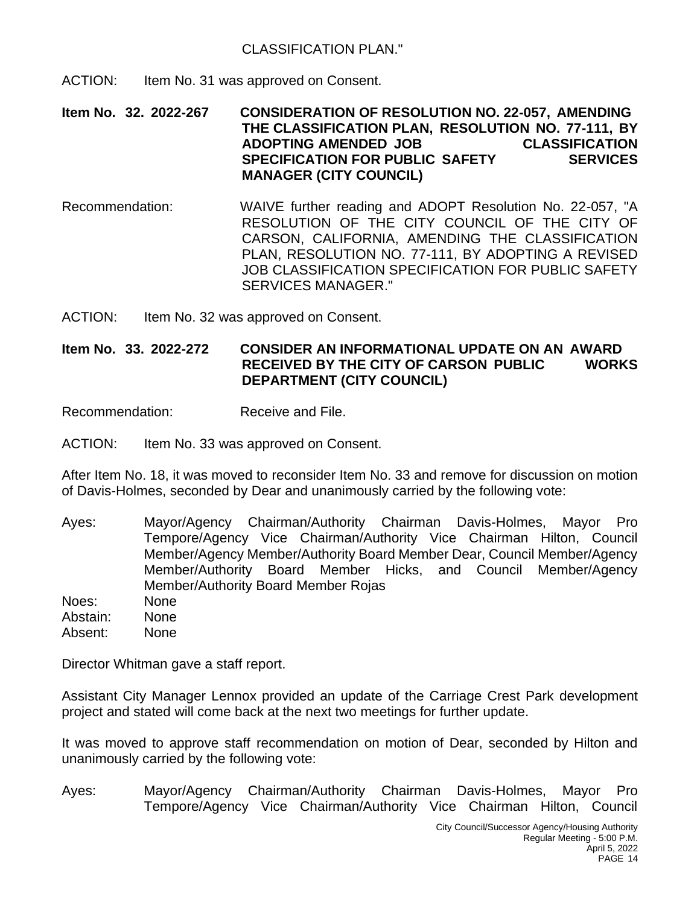CLASSIFICATION PLAN."

ACTION: Item No. 31 was approved on Consent.

**Item No. 32. 2022-267 CONSIDERATION OF RESOLUTION NO. 22-057, AMENDING THE CLASSIFICATION PLAN, RESOLUTION NO. 77-111, BY ADOPTING AMENDED JOB CLASSIFICATION SPECIFICATION FOR PUBLIC SAFETY SERVICES MANAGER (CITY COUNCIL)**

Recommendation: WAIVE further reading and ADOPT Resolution No. 22-057, "A RESOLUTION OF THE CITY COUNCIL OF THE CITY OF CARSON, CALIFORNIA, AMENDING THE CLASSIFICATION PLAN, RESOLUTION NO. 77-111, BY ADOPTING A REVISED JOB CLASSIFICATION SPECIFICATION FOR PUBLIC SAFETY SERVICES MANAGER."

ACTION: Item No. 32 was approved on Consent.

**Item No. 33. 2022-272 CONSIDER AN INFORMATIONAL UPDATE ON AN AWARD RECEIVED BY THE CITY OF CARSON PUBLIC WORKS DEPARTMENT (CITY COUNCIL)**

Recommendation: Receive and File.

ACTION: Item No. 33 was approved on Consent.

After Item No. 18, it was moved to reconsider Item No. 33 and remove for discussion on motion of Davis-Holmes, seconded by Dear and unanimously carried by the following vote:

Ayes: Mayor/Agency Chairman/Authority Chairman Davis-Holmes, Mayor Pro Tempore/Agency Vice Chairman/Authority Vice Chairman Hilton, Council Member/Agency Member/Authority Board Member Dear, Council Member/Agency Member/Authority Board Member Hicks, and Council Member/Agency Member/Authority Board Member Rojas  
Noes: None  
Abstain: None  
Absent: None

Director Whitman gave a staff report.

Assistant City Manager Lennox provided an update of the Carriage Crest Park development project and stated will come back at the next two meetings for further update.

It was moved to approve staff recommendation on motion of Dear, seconded by Hilton and unanimously carried by the following vote:

Ayes: Mayor/Agency Chairman/Authority Chairman Davis-Holmes, Mayor Pro Tempore/Agency Vice Chairman/Authority Vice Chairman Hilton, Council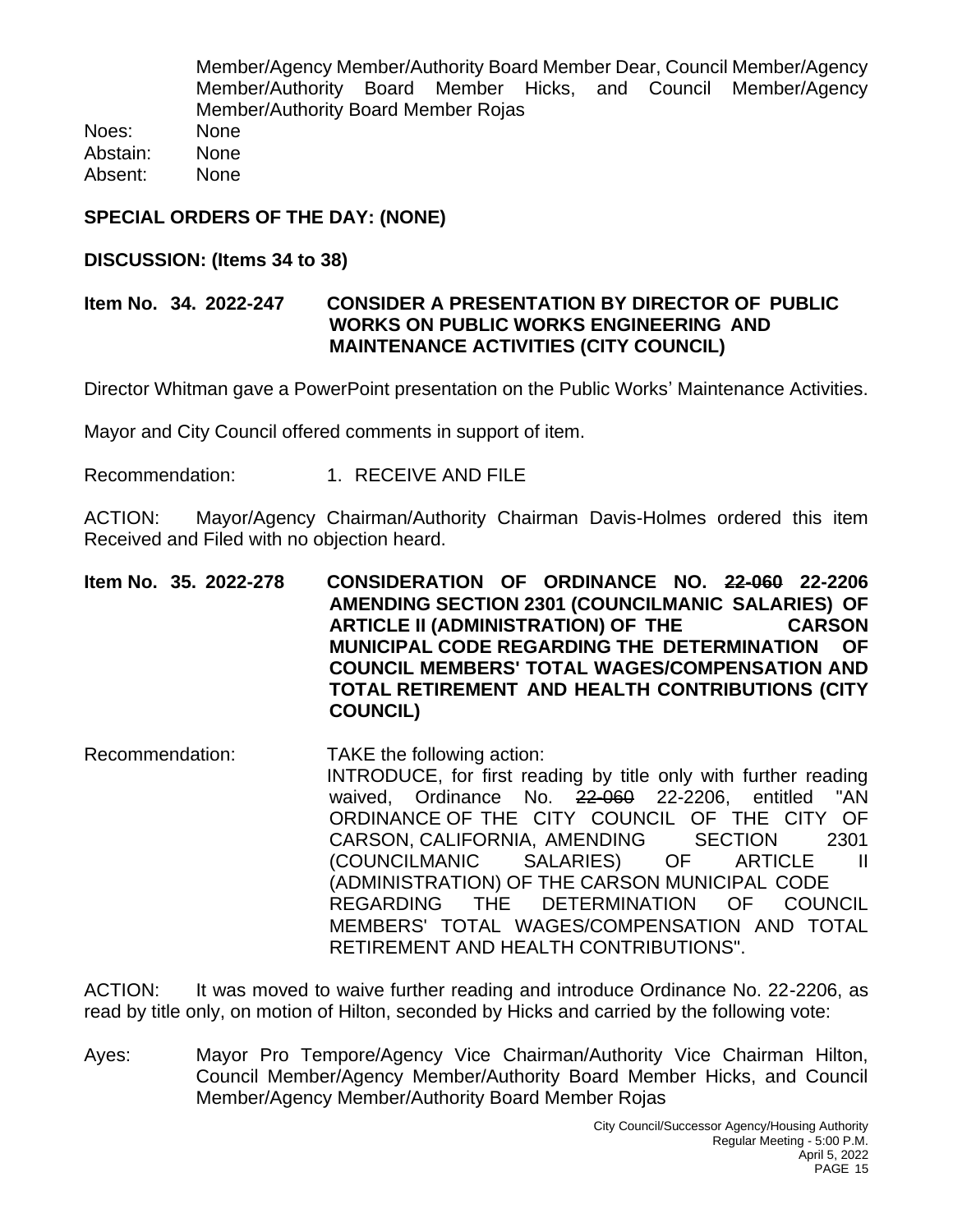Member/Agency Member/Authority Board Member Dear, Council Member/Agency Member/Authority Board Member Hicks, and Council Member/Agency Member/Authority Board Member Rojas

Noes: None
Abstain: None
Absent: None

**SPECIAL ORDERS OF THE DAY: (NONE)**

**DISCUSSION: (Items 34 to 38)**

**Item No. 34. 2022-247 CONSIDER A PRESENTATION BY DIRECTOR OF PUBLIC WORKS ON PUBLIC WORKS ENGINEERING AND MAINTENANCE ACTIVITIES (CITY COUNCIL)**

Director Whitman gave a PowerPoint presentation on the Public Works' Maintenance Activities.

Mayor and City Council offered comments in support of item.

Recommendation: 1. RECEIVE AND FILE

ACTION: Mayor/Agency Chairman/Authority Chairman Davis-Holmes ordered this item Received and Filed with no objection heard.

**Item No. 35. 2022-278 CONSIDERATION OF ORDINANCE NO. ~~22-060~~ 22-2206 AMENDING SECTION 2301 (COUNCILMANIC SALARIES) OF ARTICLE II (ADMINISTRATION) OF THE CARSON MUNICIPAL CODE REGARDING THE DETERMINATION OF COUNCIL MEMBERS' TOTAL WAGES/COMPENSATION AND TOTAL RETIREMENT AND HEALTH CONTRIBUTIONS (CITY COUNCIL)**

Recommendation: TAKE the following action:
INTRODUCE, for first reading by title only with further reading waived, Ordinance No. ~~22-060~~ 22-2206, entitled "AN ORDINANCE OF THE CITY COUNCIL OF THE CITY OF CARSON, CALIFORNIA, AMENDING SECTION 2301 (COUNCILMANIC SALARIES) OF ARTICLE II (ADMINISTRATION) OF THE CARSON MUNICIPAL CODE REGARDING THE DETERMINATION OF COUNCIL MEMBERS' TOTAL WAGES/COMPENSATION AND TOTAL RETIREMENT AND HEALTH CONTRIBUTIONS".

ACTION: It was moved to waive further reading and introduce Ordinance No. 22-2206, as read by title only, on motion of Hilton, seconded by Hicks and carried by the following vote:

Ayes: Mayor Pro Tempore/Agency Vice Chairman/Authority Vice Chairman Hilton, Council Member/Agency Member/Authority Board Member Hicks, and Council Member/Agency Member/Authority Board Member Rojas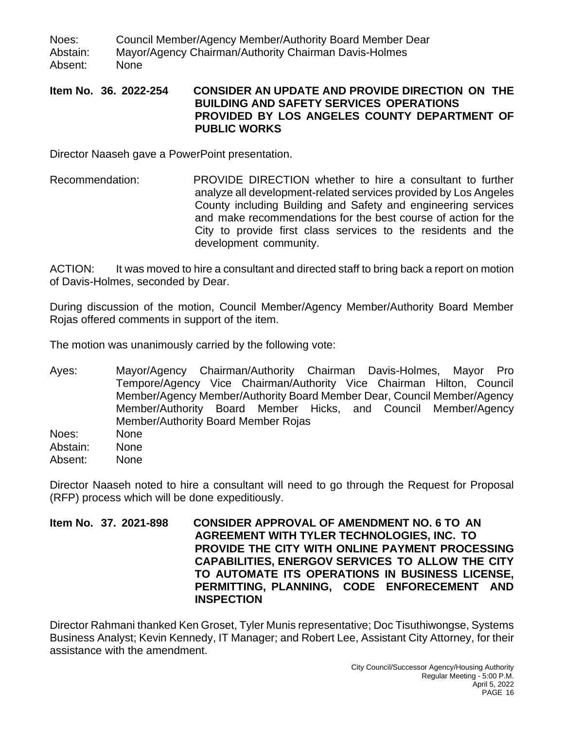Noes: Council Member/Agency Member/Authority Board Member Dear
Abstain: Mayor/Agency Chairman/Authority Chairman Davis-Holmes
Absent: None

**Item No. 36. 2022-254 CONSIDER AN UPDATE AND PROVIDE DIRECTION ON THE BUILDING AND SAFETY SERVICES OPERATIONS PROVIDED BY LOS ANGELES COUNTY DEPARTMENT OF PUBLIC WORKS**

Director Naaseh gave a PowerPoint presentation.

Recommendation: PROVIDE DIRECTION whether to hire a consultant to further analyze all development-related services provided by Los Angeles County including Building and Safety and engineering services and make recommendations for the best course of action for the City to provide first class services to the residents and the development community.

ACTION: It was moved to hire a consultant and directed staff to bring back a report on motion of Davis-Holmes, seconded by Dear.

During discussion of the motion, Council Member/Agency Member/Authority Board Member Rojas offered comments in support of the item.

The motion was unanimously carried by the following vote:

Ayes: Mayor/Agency Chairman/Authority Chairman Davis-Holmes, Mayor Pro Tempore/Agency Vice Chairman/Authority Vice Chairman Hilton, Council Member/Agency Member/Authority Board Member Dear, Council Member/Agency Member/Authority Board Member Hicks, and Council Member/Agency Member/Authority Board Member Rojas
Noes: None
Abstain: None
Absent: None

Director Naaseh noted to hire a consultant will need to go through the Request for Proposal (RFP) process which will be done expeditiously.

**Item No. 37. 2021-898 CONSIDER APPROVAL OF AMENDMENT NO. 6 TO AN AGREEMENT WITH TYLER TECHNOLOGIES, INC. TO PROVIDE THE CITY WITH ONLINE PAYMENT PROCESSING CAPABILITIES, ENERGOV SERVICES TO ALLOW THE CITY TO AUTOMATE ITS OPERATIONS IN BUSINESS LICENSE, PERMITTING, PLANNING, CODE ENFORECEMENT AND INSPECTION**

Director Rahmani thanked Ken Groset, Tyler Munis representative; Doc Tisuthiwongse, Systems Business Analyst; Kevin Kennedy, IT Manager; and Robert Lee, Assistant City Attorney, for their assistance with the amendment.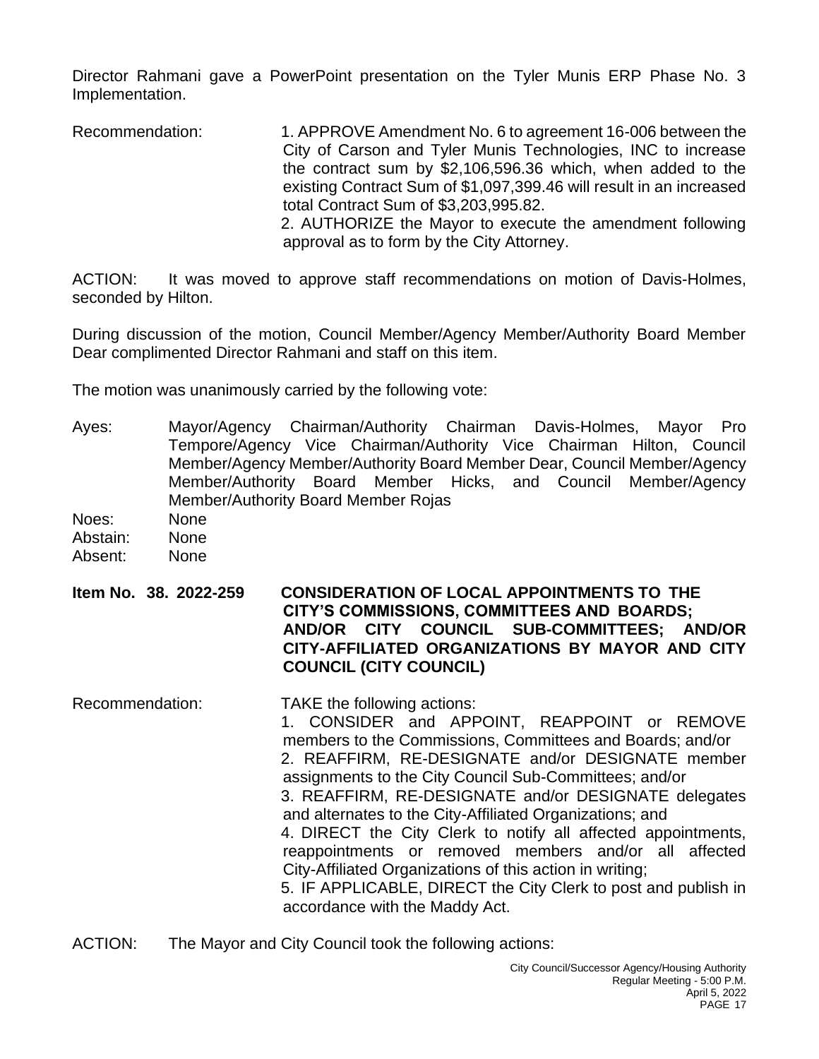Director Rahmani gave a PowerPoint presentation on the Tyler Munis ERP Phase No. 3 Implementation.

Recommendation: 1. APPROVE Amendment No. 6 to agreement 16-006 between the City of Carson and Tyler Munis Technologies, INC to increase the contract sum by $2,106,596.36 which, when added to the existing Contract Sum of $1,097,399.46 will result in an increased total Contract Sum of $3,203,995.82.
2. AUTHORIZE the Mayor to execute the amendment following approval as to form by the City Attorney.

ACTION: It was moved to approve staff recommendations on motion of Davis-Holmes, seconded by Hilton.

During discussion of the motion, Council Member/Agency Member/Authority Board Member Dear complimented Director Rahmani and staff on this item.

The motion was unanimously carried by the following vote:

Ayes: Mayor/Agency Chairman/Authority Chairman Davis-Holmes, Mayor Pro Tempore/Agency Vice Chairman/Authority Vice Chairman Hilton, Council Member/Agency Member/Authority Board Member Dear, Council Member/Agency Member/Authority Board Member Hicks, and Council Member/Agency Member/Authority Board Member Rojas
Noes: None
Abstain: None
Absent: None

**Item No. 38. 2022-259 CONSIDERATION OF LOCAL APPOINTMENTS TO THE CITY'S COMMISSIONS, COMMITTEES AND BOARDS; AND/OR CITY COUNCIL SUB-COMMITTEES; AND/OR CITY-AFFILIATED ORGANIZATIONS BY MAYOR AND CITY COUNCIL (CITY COUNCIL)**

Recommendation: TAKE the following actions:
1. CONSIDER and APPOINT, REAPPOINT or REMOVE members to the Commissions, Committees and Boards; and/or
2. REAFFIRM, RE-DESIGNATE and/or DESIGNATE member assignments to the City Council Sub-Committees; and/or
3. REAFFIRM, RE-DESIGNATE and/or DESIGNATE delegates and alternates to the City-Affiliated Organizations; and
4. DIRECT the City Clerk to notify all affected appointments, reappointments or removed members and/or all affected City-Affiliated Organizations of this action in writing;
5. IF APPLICABLE, DIRECT the City Clerk to post and publish in accordance with the Maddy Act.

ACTION: The Mayor and City Council took the following actions: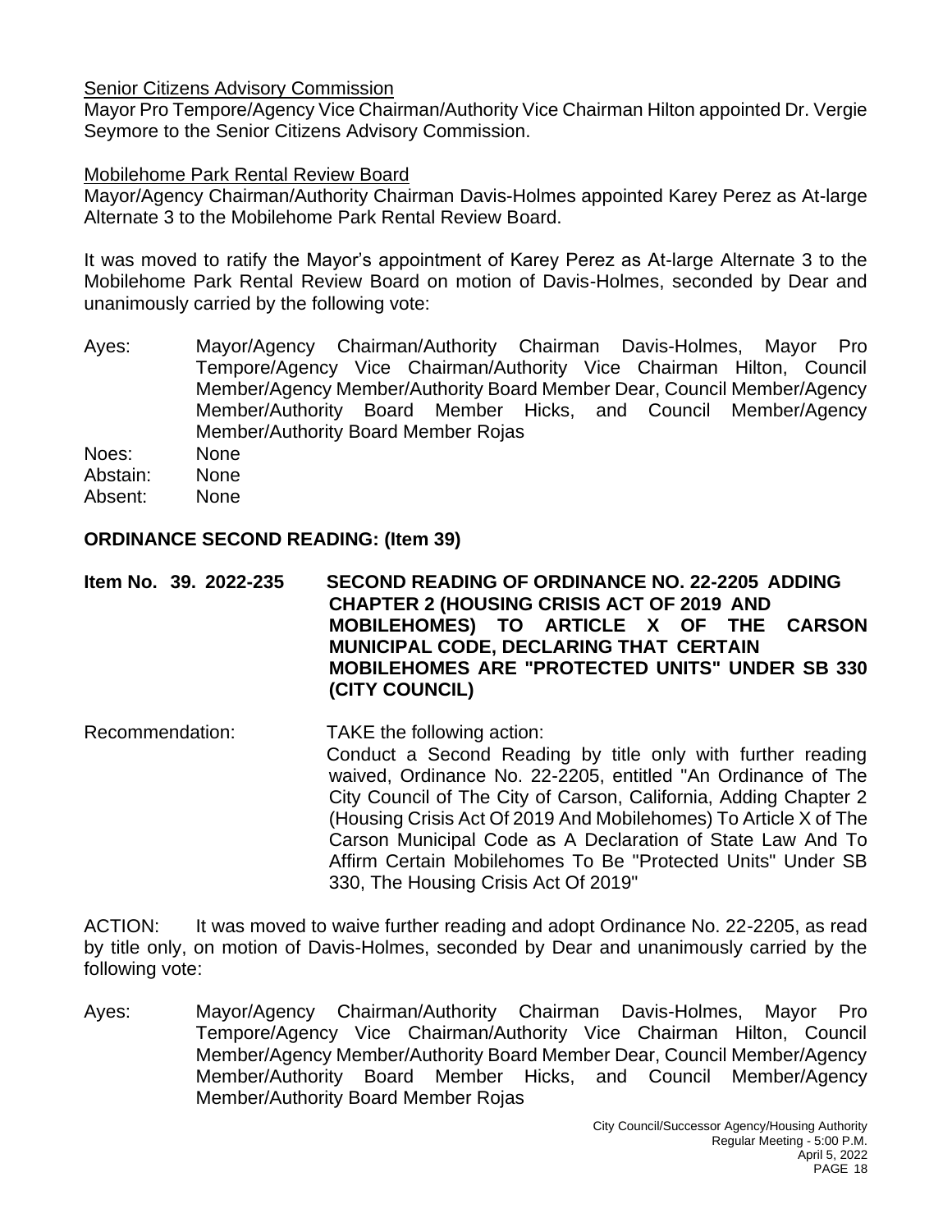<u>Senior Citizens Advisory Commission</u>
Mayor Pro Tempore/Agency Vice Chairman/Authority Vice Chairman Hilton appointed Dr. Vergie Seymore to the Senior Citizens Advisory Commission.

<u>Mobilehome Park Rental Review Board</u>
Mayor/Agency Chairman/Authority Chairman Davis-Holmes appointed Karey Perez as At-large Alternate 3 to the Mobilehome Park Rental Review Board.

It was moved to ratify the Mayor's appointment of Karey Perez as At-large Alternate 3 to the Mobilehome Park Rental Review Board on motion of Davis-Holmes, seconded by Dear and unanimously carried by the following vote:

Ayes: Mayor/Agency Chairman/Authority Chairman Davis-Holmes, Mayor Pro Tempore/Agency Vice Chairman/Authority Vice Chairman Hilton, Council Member/Agency Member/Authority Board Member Dear, Council Member/Agency Member/Authority Board Member Hicks, and Council Member/Agency Member/Authority Board Member Rojas
Noes: None
Abstain: None
Absent: None

**ORDINANCE SECOND READING: (Item 39)**

**Item No. 39. 2022-235 SECOND READING OF ORDINANCE NO. 22-2205 ADDING CHAPTER 2 (HOUSING CRISIS ACT OF 2019 AND MOBILEHOMES) TO ARTICLE X OF THE CARSON MUNICIPAL CODE, DECLARING THAT CERTAIN MOBILEHOMES ARE "PROTECTED UNITS" UNDER SB 330 (CITY COUNCIL)**

Recommendation: TAKE the following action:
Conduct a Second Reading by title only with further reading waived, Ordinance No. 22-2205, entitled "An Ordinance of The City Council of The City of Carson, California, Adding Chapter 2 (Housing Crisis Act Of 2019 And Mobilehomes) To Article X of The Carson Municipal Code as A Declaration of State Law And To Affirm Certain Mobilehomes To Be "Protected Units" Under SB 330, The Housing Crisis Act Of 2019"

ACTION: It was moved to waive further reading and adopt Ordinance No. 22-2205, as read by title only, on motion of Davis-Holmes, seconded by Dear and unanimously carried by the following vote:

Ayes: Mayor/Agency Chairman/Authority Chairman Davis-Holmes, Mayor Pro Tempore/Agency Vice Chairman/Authority Vice Chairman Hilton, Council Member/Agency Member/Authority Board Member Dear, Council Member/Agency Member/Authority Board Member Hicks, and Council Member/Agency Member/Authority Board Member Rojas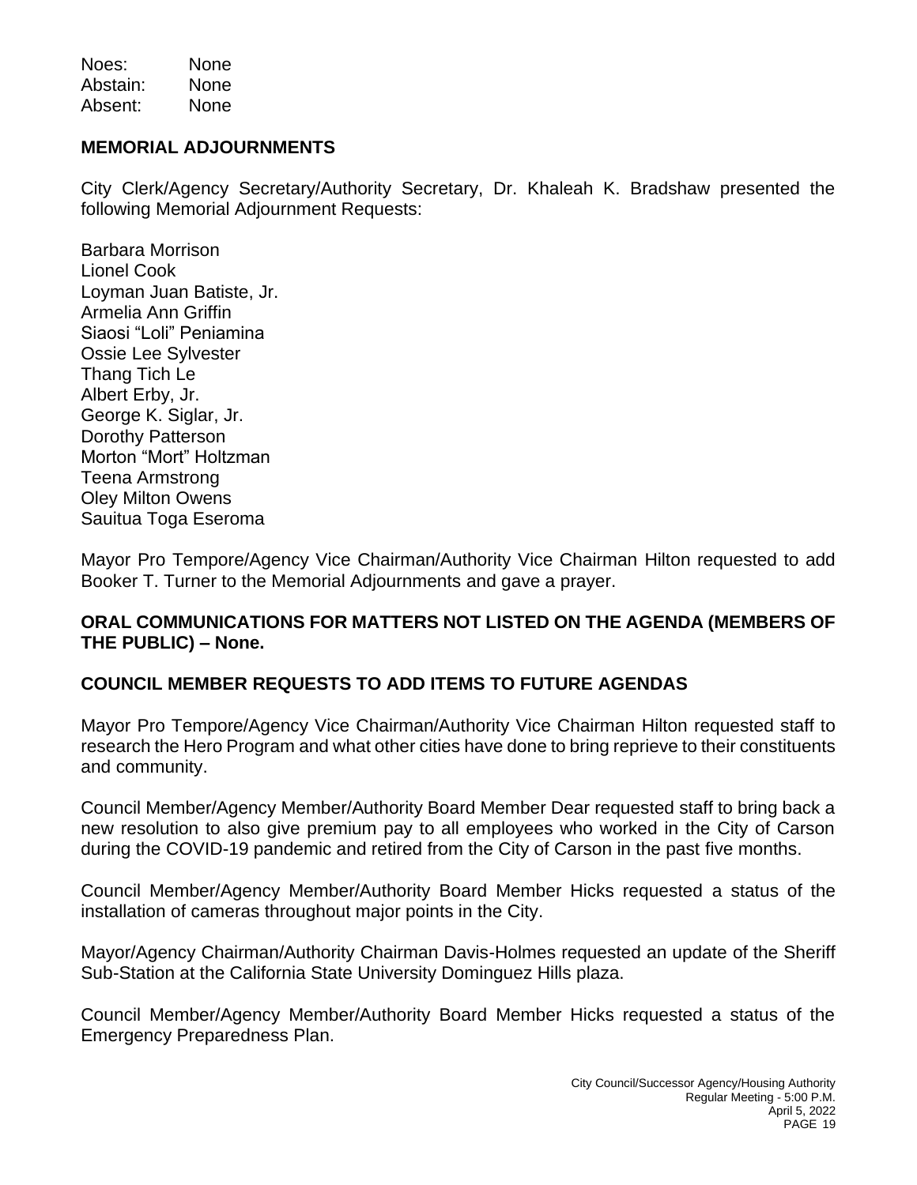Noes: None
Abstain: None
Absent: None

**MEMORIAL ADJOURNMENTS**

City Clerk/Agency Secretary/Authority Secretary, Dr. Khaleah K. Bradshaw presented the following Memorial Adjournment Requests:

Barbara Morrison
Lionel Cook
Loyman Juan Batiste, Jr.
Armelia Ann Griffin
Siaosi "Loli" Peniamina
Ossie Lee Sylvester
Thang Tich Le
Albert Erby, Jr.
George K. Siglar, Jr.
Dorothy Patterson
Morton "Mort" Holtzman
Teena Armstrong
Oley Milton Owens
Sauitua Toga Eseroma

Mayor Pro Tempore/Agency Vice Chairman/Authority Vice Chairman Hilton requested to add Booker T. Turner to the Memorial Adjournments and gave a prayer.

**ORAL COMMUNICATIONS FOR MATTERS NOT LISTED ON THE AGENDA (MEMBERS OF THE PUBLIC) – None.**

**COUNCIL MEMBER REQUESTS TO ADD ITEMS TO FUTURE AGENDAS**

Mayor Pro Tempore/Agency Vice Chairman/Authority Vice Chairman Hilton requested staff to research the Hero Program and what other cities have done to bring reprieve to their constituents and community.

Council Member/Agency Member/Authority Board Member Dear requested staff to bring back a new resolution to also give premium pay to all employees who worked in the City of Carson during the COVID-19 pandemic and retired from the City of Carson in the past five months.

Council Member/Agency Member/Authority Board Member Hicks requested a status of the installation of cameras throughout major points in the City.

Mayor/Agency Chairman/Authority Chairman Davis-Holmes requested an update of the Sheriff Sub-Station at the California State University Dominguez Hills plaza.

Council Member/Agency Member/Authority Board Member Hicks requested a status of the Emergency Preparedness Plan.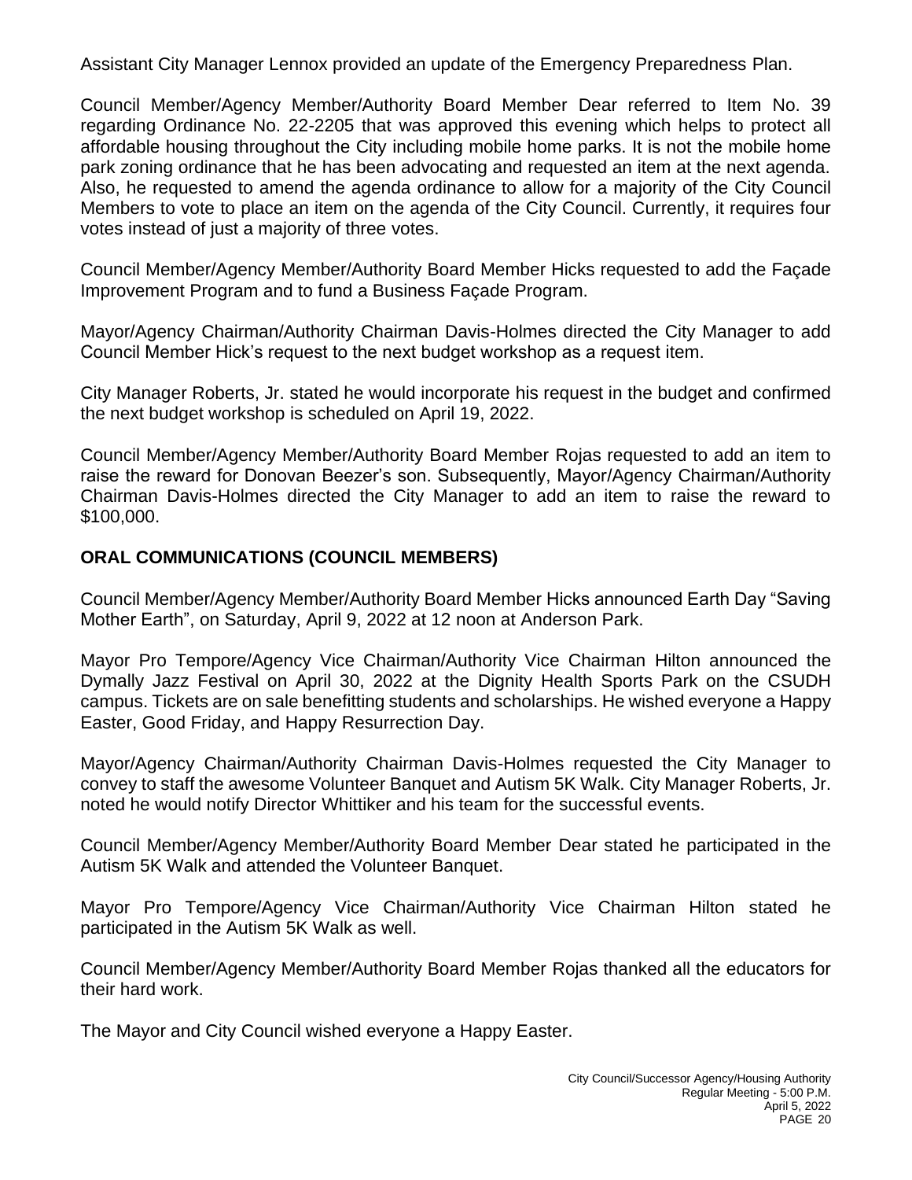Assistant City Manager Lennox provided an update of the Emergency Preparedness Plan.

Council Member/Agency Member/Authority Board Member Dear referred to Item No. 39 regarding Ordinance No. 22-2205 that was approved this evening which helps to protect all affordable housing throughout the City including mobile home parks. It is not the mobile home park zoning ordinance that he has been advocating and requested an item at the next agenda. Also, he requested to amend the agenda ordinance to allow for a majority of the City Council Members to vote to place an item on the agenda of the City Council. Currently, it requires four votes instead of just a majority of three votes.

Council Member/Agency Member/Authority Board Member Hicks requested to add the Façade Improvement Program and to fund a Business Façade Program.

Mayor/Agency Chairman/Authority Chairman Davis-Holmes directed the City Manager to add Council Member Hick's request to the next budget workshop as a request item.

City Manager Roberts, Jr. stated he would incorporate his request in the budget and confirmed the next budget workshop is scheduled on April 19, 2022.

Council Member/Agency Member/Authority Board Member Rojas requested to add an item to raise the reward for Donovan Beezer's son. Subsequently, Mayor/Agency Chairman/Authority Chairman Davis-Holmes directed the City Manager to add an item to raise the reward to $100,000.

## ORAL COMMUNICATIONS (COUNCIL MEMBERS)

Council Member/Agency Member/Authority Board Member Hicks announced Earth Day "Saving Mother Earth", on Saturday, April 9, 2022 at 12 noon at Anderson Park.

Mayor Pro Tempore/Agency Vice Chairman/Authority Vice Chairman Hilton announced the Dymally Jazz Festival on April 30, 2022 at the Dignity Health Sports Park on the CSUDH campus. Tickets are on sale benefitting students and scholarships. He wished everyone a Happy Easter, Good Friday, and Happy Resurrection Day.

Mayor/Agency Chairman/Authority Chairman Davis-Holmes requested the City Manager to convey to staff the awesome Volunteer Banquet and Autism 5K Walk. City Manager Roberts, Jr. noted he would notify Director Whittiker and his team for the successful events.

Council Member/Agency Member/Authority Board Member Dear stated he participated in the Autism 5K Walk and attended the Volunteer Banquet.

Mayor Pro Tempore/Agency Vice Chairman/Authority Vice Chairman Hilton stated he participated in the Autism 5K Walk as well.

Council Member/Agency Member/Authority Board Member Rojas thanked all the educators for their hard work.

The Mayor and City Council wished everyone a Happy Easter.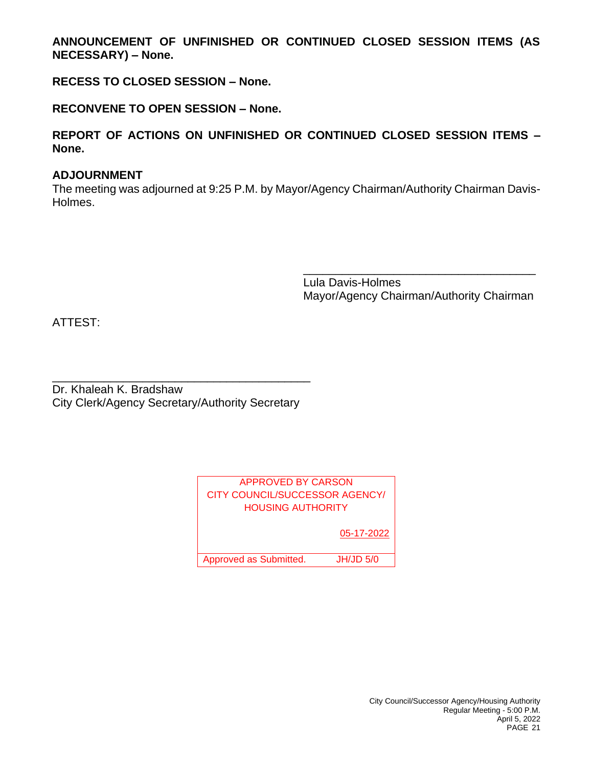**ANNOUNCEMENT OF UNFINISHED OR CONTINUED CLOSED SESSION ITEMS (AS NECESSARY) – None.**

**RECESS TO CLOSED SESSION – None.**

**RECONVENE TO OPEN SESSION – None.**

**REPORT OF ACTIONS ON UNFINISHED OR CONTINUED CLOSED SESSION ITEMS – None.**

**ADJOURNMENT**

The meeting was adjourned at 9:25 P.M. by Mayor/Agency Chairman/Authority Chairman Davis-Holmes.

\_\_\_\_\_\_\_\_\_\_\_\_\_\_\_\_\_\_\_\_\_\_\_\_\_\_\_\_\_\_\_\_\_\_\_\_
Lula Davis-Holmes
Mayor/Agency Chairman/Authority Chairman

ATTEST:

\_\_\_\_\_\_\_\_\_\_\_\_\_\_\_\_\_\_\_\_\_\_\_\_\_\_\_\_\_\_\_\_\_\_\_\_\_\_\_\_
Dr. Khaleah K. Bradshaw
City Clerk/Agency Secretary/Authority Secretary

APPROVED BY CARSON
CITY COUNCIL/SUCCESSOR AGENCY/
HOUSING AUTHORITY

05-17-2022

Approved as Submitted. JH/JD 5/0